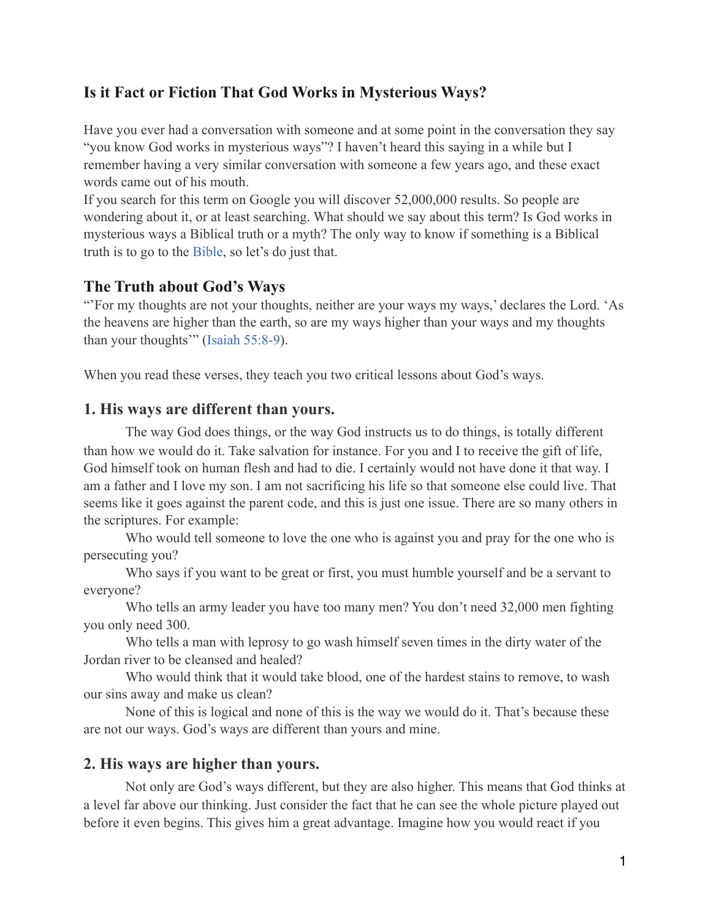# Is it Fact or Fiction That God Works in Mysterious Ways?

Have you ever had a conversation with someone and at some point in the conversation they say "you know God works in mysterious ways"? I haven't heard this saying in a while but I remember having a very similar conversation with someone a few years ago, and these exact words came out of his mouth.

If you search for this term on Google you will discover 52,000,000 results. So people are wondering about it, or at least searching. What should we say about this term? Is God works in mysterious ways a Biblical truth or a myth? The only way to know if something is a Biblical truth is to go to the Bible, so let's do just that.

## The Truth about God's Ways

"'For my thoughts are not your thoughts, neither are your ways my ways,' declares the Lord. 'As the heavens are higher than the earth, so are my ways higher than your ways and my thoughts than your thoughts'" (Isaiah 55:8-9).

When you read these verses, they teach you two critical lessons about God's ways.

## 1. His ways are different than yours.

The way God does things, or the way God instructs us to do things, is totally different than how we would do it. Take salvation for instance. For you and I to receive the gift of life, God himself took on human flesh and had to die. I certainly would not have done it that way. I am a father and I love my son. I am not sacrificing his life so that someone else could live. That seems like it goes against the parent code, and this is just one issue. There are so many others in the scriptures. For example:

Who would tell someone to love the one who is against you and pray for the one who is persecuting you?

Who says if you want to be great or first, you must humble yourself and be a servant to everyone?

Who tells an army leader you have too many men? You don't need 32,000 men fighting you only need 300.

Who tells a man with leprosy to go wash himself seven times in the dirty water of the Jordan river to be cleansed and healed?

Who would think that it would take blood, one of the hardest stains to remove, to wash our sins away and make us clean?

None of this is logical and none of this is the way we would do it. That's because these are not our ways. God's ways are different than yours and mine.

## 2. His ways are higher than yours.

Not only are God's ways different, but they are also higher. This means that God thinks at a level far above our thinking. Just consider the fact that he can see the whole picture played out before it even begins. This gives him a great advantage. Imagine how you would react if you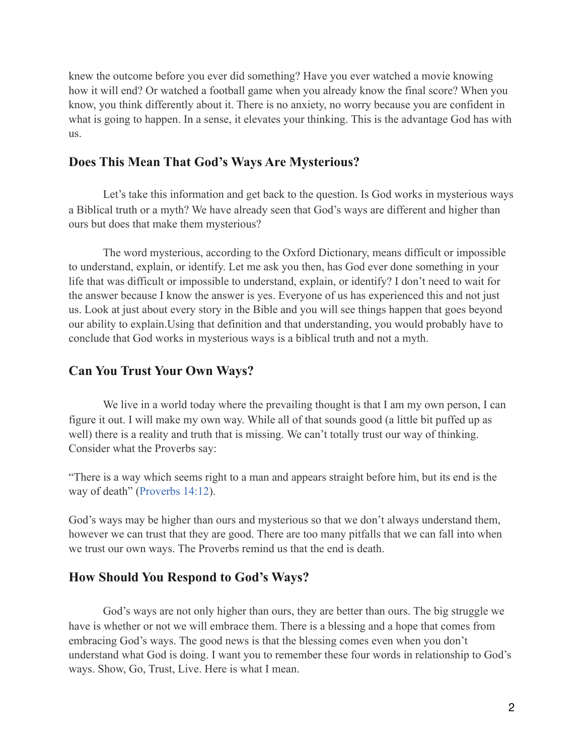knew the outcome before you ever did something? Have you ever watched a movie knowing how it will end? Or watched a football game when you already know the final score? When you know, you think differently about it. There is no anxiety, no worry because you are confident in what is going to happen. In a sense, it elevates your thinking. This is the advantage God has with us.

## Does This Mean That God's Ways Are Mysterious?

Let's take this information and get back to the question. Is God works in mysterious ways a Biblical truth or a myth? We have already seen that God's ways are different and higher than ours but does that make them mysterious?

The word mysterious, according to the Oxford Dictionary, means difficult or impossible to understand, explain, or identify. Let me ask you then, has God ever done something in your life that was difficult or impossible to understand, explain, or identify? I don't need to wait for the answer because I know the answer is yes. Everyone of us has experienced this and not just us. Look at just about every story in the Bible and you will see things happen that goes beyond our ability to explain.Using that definition and that understanding, you would probably have to conclude that God works in mysterious ways is a biblical truth and not a myth.

## Can You Trust Your Own Ways?

We live in a world today where the prevailing thought is that I am my own person, I can figure it out. I will make my own way. While all of that sounds good (a little bit puffed up as well) there is a reality and truth that is missing. We can't totally trust our way of thinking. Consider what the Proverbs say:

"There is a way which seems right to a man and appears straight before him, but its end is the way of death" (Proverbs 14:12).

God's ways may be higher than ours and mysterious so that we don't always understand them, however we can trust that they are good. There are too many pitfalls that we can fall into when we trust our own ways. The Proverbs remind us that the end is death.

## How Should You Respond to God's Ways?

God's ways are not only higher than ours, they are better than ours. The big struggle we have is whether or not we will embrace them. There is a blessing and a hope that comes from embracing God's ways. The good news is that the blessing comes even when you don't understand what God is doing. I want you to remember these four words in relationship to God's ways. Show, Go, Trust, Live. Here is what I mean.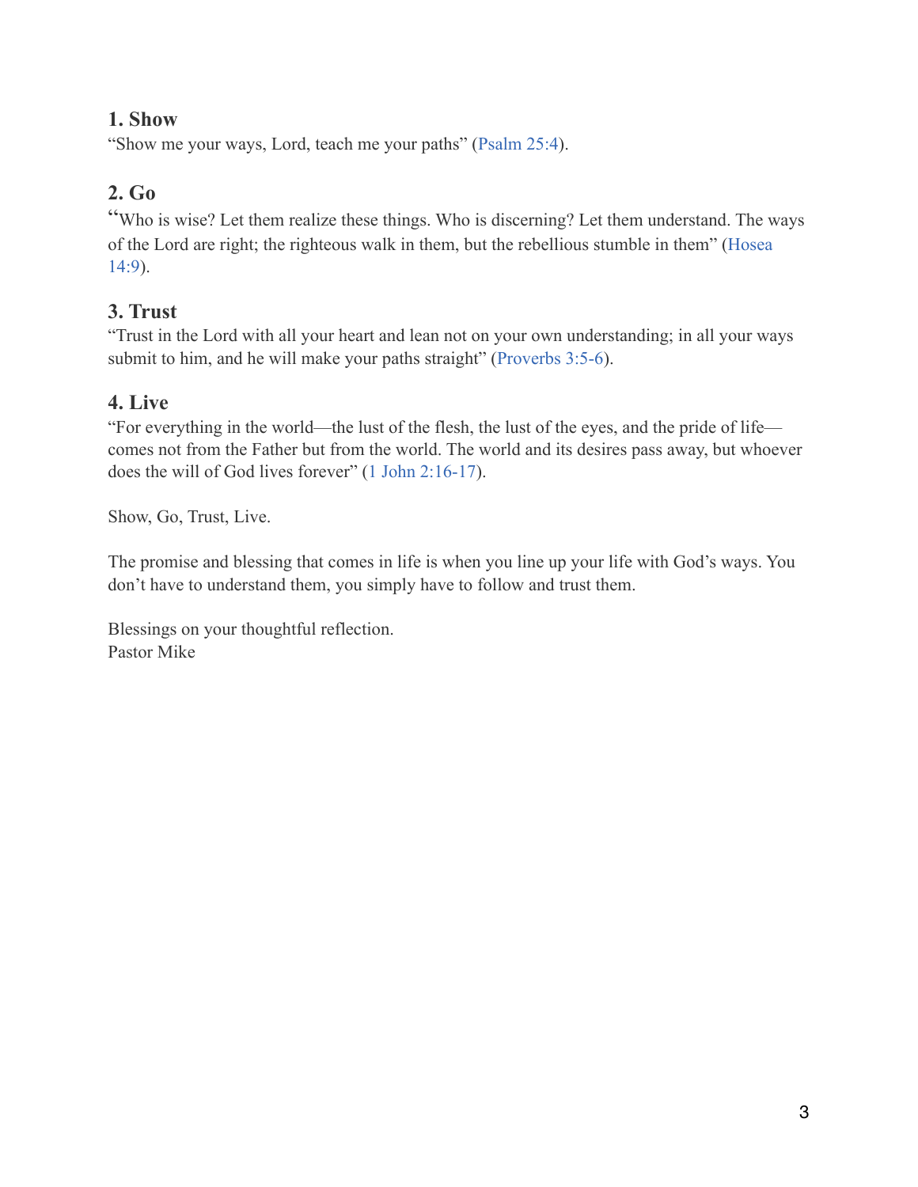### 1. Show

“Show me your ways, Lord, teach me your paths” (Psalm 25:4).

### 2. Go

“Who is wise? Let them realize these things. Who is discerning? Let them understand. The ways of the Lord are right; the righteous walk in them, but the rebellious stumble in them” (Hosea 14:9).

### 3. Trust

“Trust in the Lord with all your heart and lean not on your own understanding; in all your ways submit to him, and he will make your paths straight” (Proverbs 3:5-6).

### 4. Live

“For everything in the world—the lust of the flesh, the lust of the eyes, and the pride of life—comes not from the Father but from the world. The world and its desires pass away, but whoever does the will of God lives forever” (1 John 2:16-17).

Show, Go, Trust, Live.

The promise and blessing that comes in life is when you line up your life with God’s ways. You don’t have to understand them, you simply have to follow and trust them.

Blessings on your thoughtful reflection.
Pastor Mike